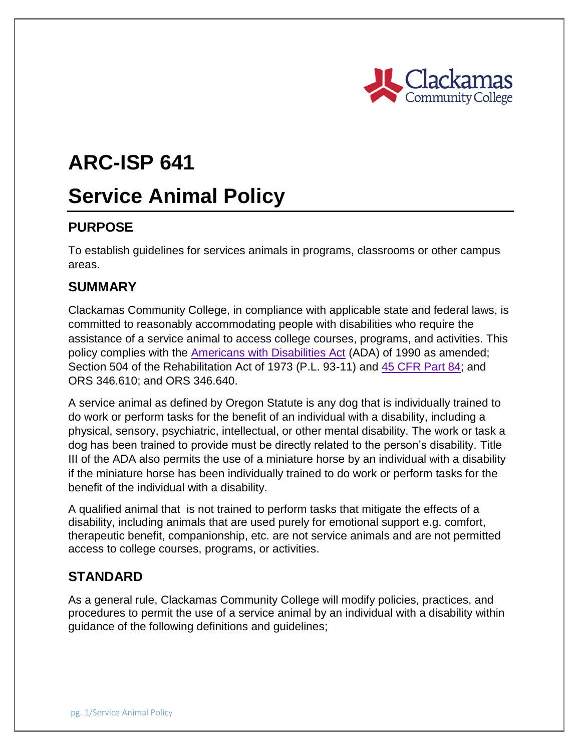# ARC-ISP 641

# Service Animal Policy

## PURPOSE

To establish guidelines for services animals in programs, classrooms or other campus areas.

## SUMMARY

Clackamas Community College, in compliance with applicable state and federal laws, is committed to reasonably accommodating people with disabilities who require the assistance of a service animal to access college courses, programs, and activities. This policy complies with the Americans with Disabilities Act (ADA) of 1990 as amended; Section 504 of the Rehabilitation Act of 1973 (P.L. 93-11) and 45 CFR Part 84; and ORS 346.610; and ORS 346.640.

A service animal as defined by Oregon Statute is any dog that is individually trained to do work or perform tasks for the benefit of an individual with a disability, including a physical, sensory, psychiatric, intellectual, or other mental disability. The work or task a dog has been trained to provide must be directly related to the person's disability. Title III of the ADA also permits the use of a miniature horse by an individual with a disability if the miniature horse has been individually trained to do work or perform tasks for the benefit of the individual with a disability.

A qualified animal that is not trained to perform tasks that mitigate the effects of a disability, including animals that are used purely for emotional support e.g. comfort, therapeutic benefit, companionship, etc. are not service animals and are not permitted access to college courses, programs, or activities.

## STANDARD

As a general rule, Clackamas Community College will modify policies, practices, and procedures to permit the use of a service animal by an individual with a disability within guidance of the following definitions and guidelines;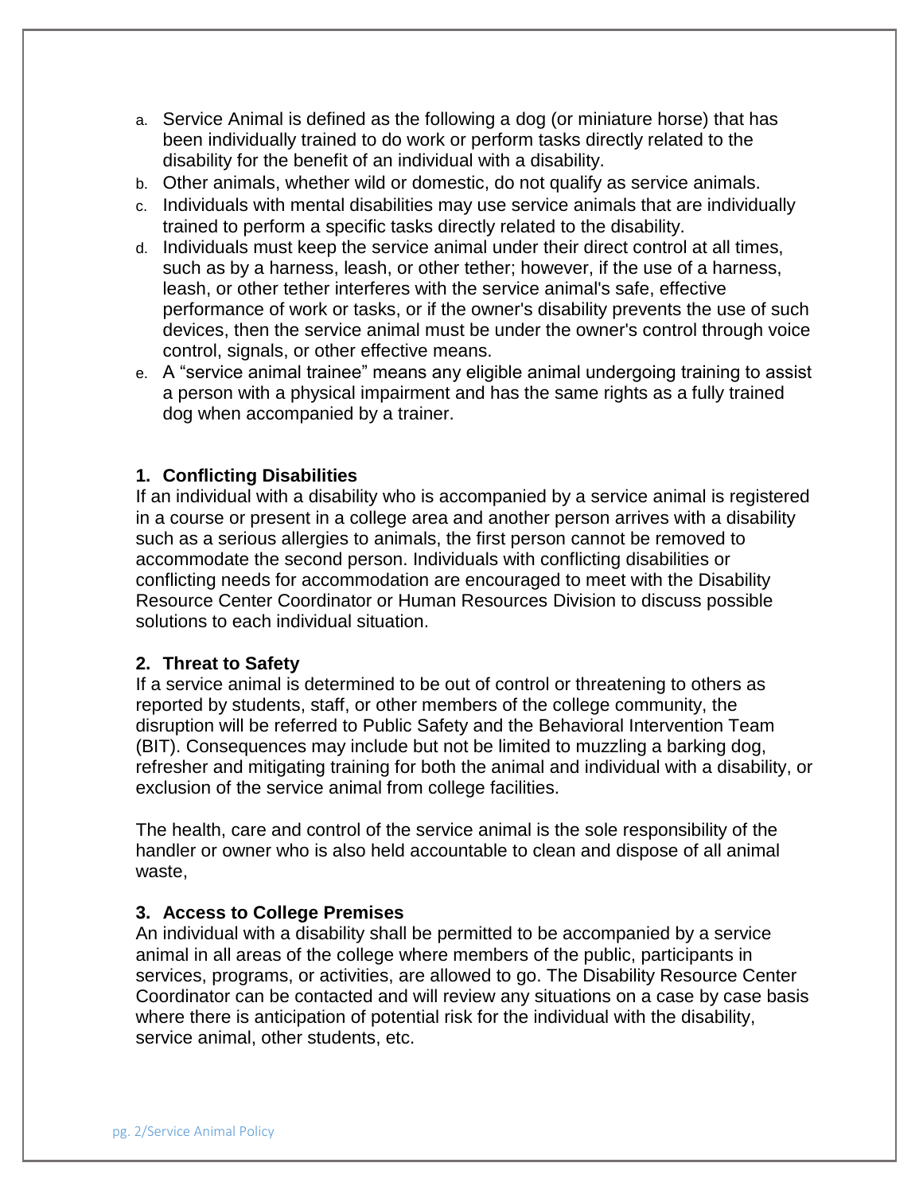a. Service Animal is defined as the following a dog (or miniature horse) that has been individually trained to do work or perform tasks directly related to the disability for the benefit of an individual with a disability.
b. Other animals, whether wild or domestic, do not qualify as service animals.
c. Individuals with mental disabilities may use service animals that are individually trained to perform a specific tasks directly related to the disability.
d. Individuals must keep the service animal under their direct control at all times, such as by a harness, leash, or other tether; however, if the use of a harness, leash, or other tether interferes with the service animal's safe, effective performance of work or tasks, or if the owner's disability prevents the use of such devices, then the service animal must be under the owner's control through voice control, signals, or other effective means.
e. A "service animal trainee" means any eligible animal undergoing training to assist a person with a physical impairment and has the same rights as a fully trained dog when accompanied by a trainer.

**1. Conflicting Disabilities**

If an individual with a disability who is accompanied by a service animal is registered in a course or present in a college area and another person arrives with a disability such as a serious allergies to animals, the first person cannot be removed to accommodate the second person. Individuals with conflicting disabilities or conflicting needs for accommodation are encouraged to meet with the Disability Resource Center Coordinator or Human Resources Division to discuss possible solutions to each individual situation.

**2. Threat to Safety**

If a service animal is determined to be out of control or threatening to others as reported by students, staff, or other members of the college community, the disruption will be referred to Public Safety and the Behavioral Intervention Team (BIT). Consequences may include but not be limited to muzzling a barking dog, refresher and mitigating training for both the animal and individual with a disability, or exclusion of the service animal from college facilities.

The health, care and control of the service animal is the sole responsibility of the handler or owner who is also held accountable to clean and dispose of all animal waste,

**3. Access to College Premises**

An individual with a disability shall be permitted to be accompanied by a service animal in all areas of the college where members of the public, participants in services, programs, or activities, are allowed to go. The Disability Resource Center Coordinator can be contacted and will review any situations on a case by case basis where there is anticipation of potential risk for the individual with the disability, service animal, other students, etc.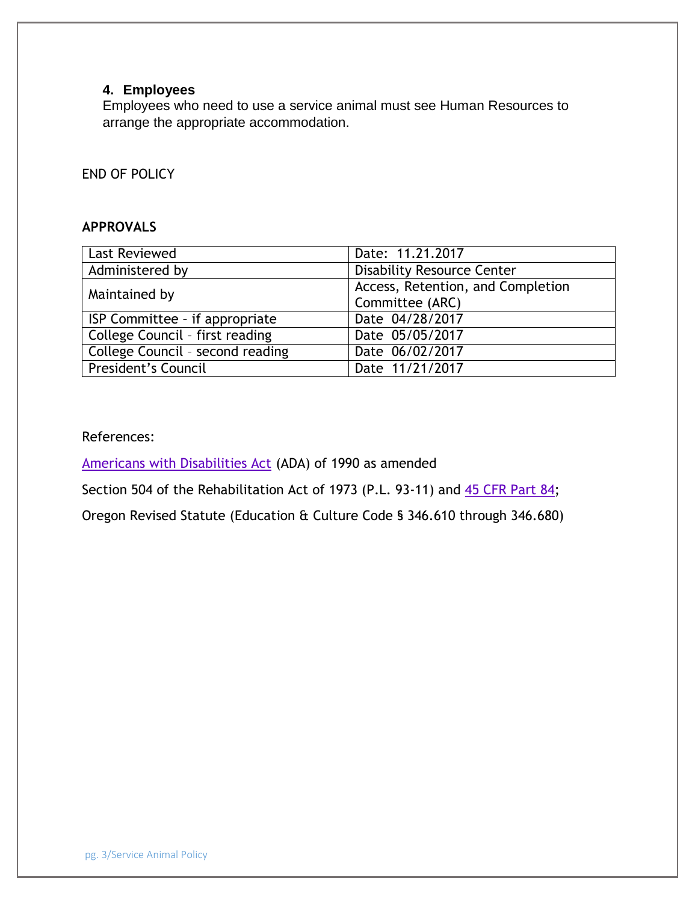### 4. Employees

Employees who need to use a service animal must see Human Resources to arrange the appropriate accommodation.

END OF POLICY

**APPROVALS**

| | |
|---|---|
| Last Reviewed | Date: 11.21.2017 |
| Administered by | Disability Resource Center |
| Maintained by | Access, Retention, and Completion Committee (ARC) |
| ISP Committee – if appropriate | Date 04/28/2017 |
| College Council – first reading | Date 05/05/2017 |
| College Council – second reading | Date 06/02/2017 |
| President's Council | Date 11/21/2017 |

References:

Americans with Disabilities Act (ADA) of 1990 as amended

Section 504 of the Rehabilitation Act of 1973 (P.L. 93-11) and 45 CFR Part 84;

Oregon Revised Statute (Education & Culture Code § 346.610 through 346.680)